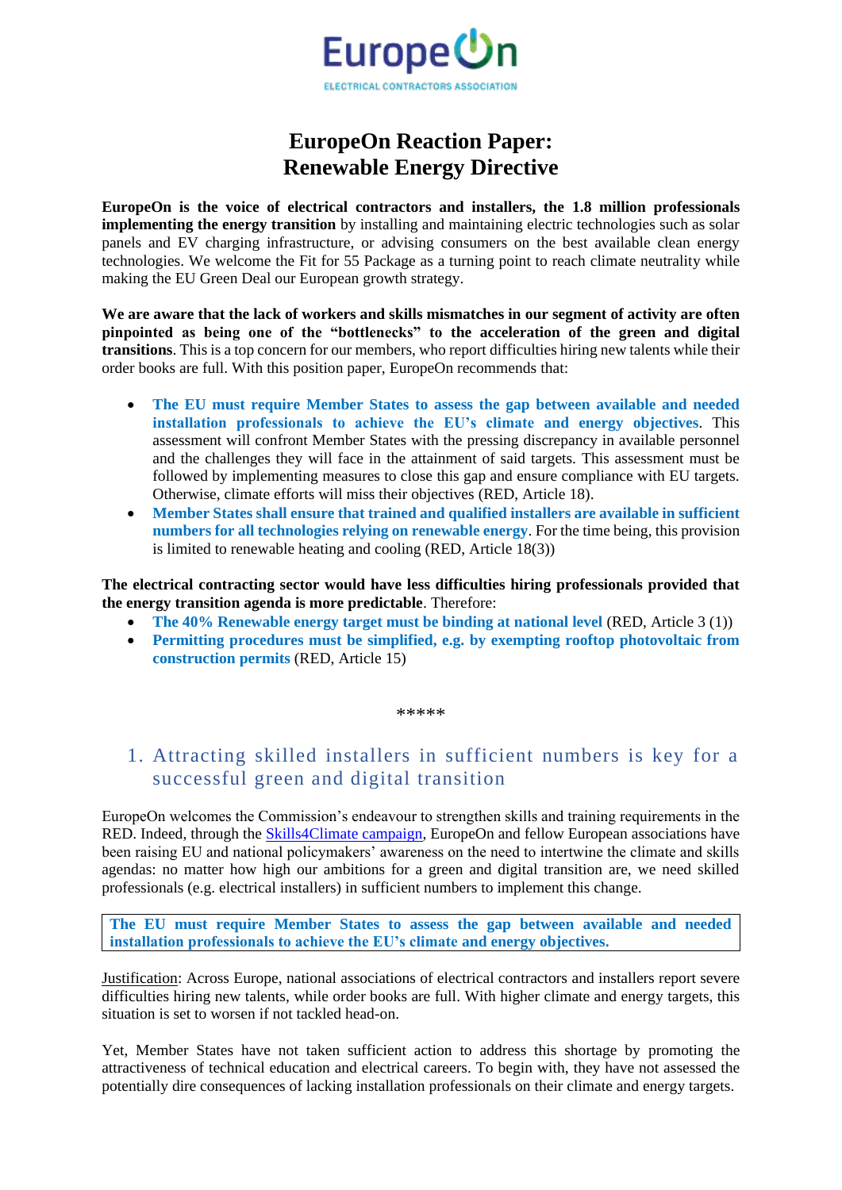# EuropeOn Reaction Paper: Renewable Energy Directive

**EuropeOn is the voice of electrical contractors and installers, the 1.8 million professionals implementing the energy transition** by installing and maintaining electric technologies such as solar panels and EV charging infrastructure, or advising consumers on the best available clean energy technologies. We welcome the Fit for 55 Package as a turning point to reach climate neutrality while making the EU Green Deal our European growth strategy.

**We are aware that the lack of workers and skills mismatches in our segment of activity are often pinpointed as being one of the "bottlenecks" to the acceleration of the green and digital transitions**. This is a top concern for our members, who report difficulties hiring new talents while their order books are full. With this position paper, EuropeOn recommends that:

- **The EU must require Member States to assess the gap between available and needed installation professionals to achieve the EU's climate and energy objectives**. This assessment will confront Member States with the pressing discrepancy in available personnel and the challenges they will face in the attainment of said targets. This assessment must be followed by implementing measures to close this gap and ensure compliance with EU targets. Otherwise, climate efforts will miss their objectives (RED, Article 18).
- **Member States shall ensure that trained and qualified installers are available in sufficient numbers for all technologies relying on renewable energy**. For the time being, this provision is limited to renewable heating and cooling (RED, Article 18(3))

**The electrical contracting sector would have less difficulties hiring professionals provided that the energy transition agenda is more predictable**. Therefore:

- **The 40% Renewable energy target must be binding at national level** (RED, Article 3 (1))
- **Permitting procedures must be simplified, e.g. by exempting rooftop photovoltaic from construction permits** (RED, Article 15)

*****

## 1. Attracting skilled installers in sufficient numbers is key for a successful green and digital transition

EuropeOn welcomes the Commission's endeavour to strengthen skills and training requirements in the RED. Indeed, through the Skills4Climate campaign, EuropeOn and fellow European associations have been raising EU and national policymakers' awareness on the need to intertwine the climate and skills agendas: no matter how high our ambitions for a green and digital transition are, we need skilled professionals (e.g. electrical installers) in sufficient numbers to implement this change.

**The EU must require Member States to assess the gap between available and needed installation professionals to achieve the EU's climate and energy objectives.**

Justification: Across Europe, national associations of electrical contractors and installers report severe difficulties hiring new talents, while order books are full. With higher climate and energy targets, this situation is set to worsen if not tackled head-on.

Yet, Member States have not taken sufficient action to address this shortage by promoting the attractiveness of technical education and electrical careers. To begin with, they have not assessed the potentially dire consequences of lacking installation professionals on their climate and energy targets.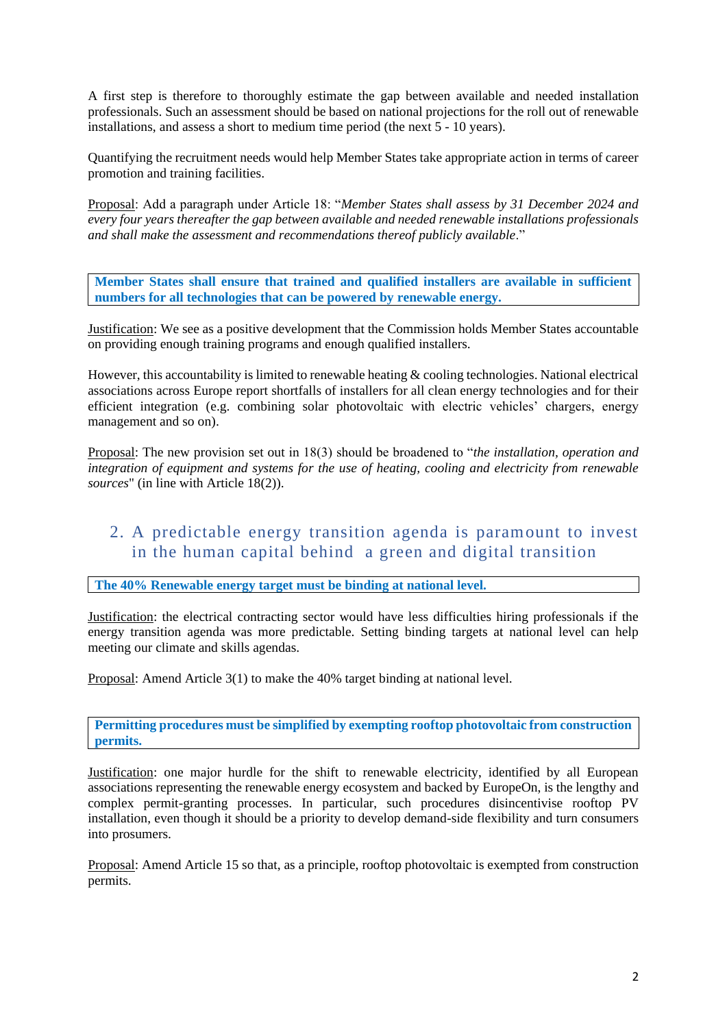A first step is therefore to thoroughly estimate the gap between available and needed installation professionals. Such an assessment should be based on national projections for the roll out of renewable installations, and assess a short to medium time period (the next 5 - 10 years).

Quantifying the recruitment needs would help Member States take appropriate action in terms of career promotion and training facilities.

Proposal: Add a paragraph under Article 18: "*Member States shall assess by 31 December 2024 and every four years thereafter the gap between available and needed renewable installations professionals and shall make the assessment and recommendations thereof publicly available*."

**Member States shall ensure that trained and qualified installers are available in sufficient numbers for all technologies that can be powered by renewable energy.**

Justification: We see as a positive development that the Commission holds Member States accountable on providing enough training programs and enough qualified installers.

However, this accountability is limited to renewable heating & cooling technologies. National electrical associations across Europe report shortfalls of installers for all clean energy technologies and for their efficient integration (e.g. combining solar photovoltaic with electric vehicles' chargers, energy management and so on).

Proposal: The new provision set out in 18(3) should be broadened to "*the installation, operation and integration of equipment and systems for the use of heating, cooling and electricity from renewable sources*" (in line with Article 18(2)).

## 2. A predictable energy transition agenda is paramount to invest in the human capital behind a green and digital transition

**The 40% Renewable energy target must be binding at national level.**

Justification: the electrical contracting sector would have less difficulties hiring professionals if the energy transition agenda was more predictable. Setting binding targets at national level can help meeting our climate and skills agendas.

Proposal: Amend Article 3(1) to make the 40% target binding at national level.

**Permitting procedures must be simplified by exempting rooftop photovoltaic from construction permits.**

Justification: one major hurdle for the shift to renewable electricity, identified by all European associations representing the renewable energy ecosystem and backed by EuropeOn, is the lengthy and complex permit-granting processes. In particular, such procedures disincentivise rooftop PV installation, even though it should be a priority to develop demand-side flexibility and turn consumers into prosumers.

Proposal: Amend Article 15 so that, as a principle, rooftop photovoltaic is exempted from construction permits.